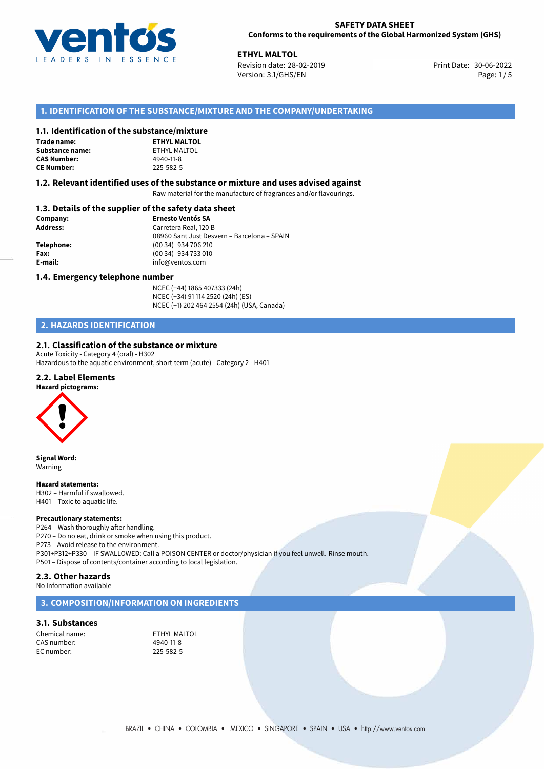**SAFETY DATA SHEET**
**Conforms to the requirements of the Global Harmonized System (GHS)**

**ETHYL MALTOL**
Revision date: 28-02-2019
Version: 3.1/GHS/EN
Print Date: 30-06-2022

## 1. IDENTIFICATION OF THE SUBSTANCE/MIXTURE AND THE COMPANY/UNDERTAKING

### 1.1. Identification of the substance/mixture

**Trade name:** **ETHYL MALTOL**
**Substance name:** ETHYL MALTOL
**CAS Number:** 4940-11-8
**CE Number:** 225-582-5

### 1.2. Relevant identified uses of the substance or mixture and uses advised against

Raw material for the manufacture of fragrances and/or flavourings.

### 1.3. Details of the supplier of the safety data sheet

**Company:** **Ernesto Ventós SA**
**Address:** Carretera Real, 120 B
08960 Sant Just Desvern – Barcelona – SPAIN
**Telephone:** (00 34) 934 706 210
**Fax:** (00 34) 934 733 010
**E-mail:** info@ventos.com

### 1.4. Emergency telephone number

NCEC (+44) 1865 407333 (24h)
NCEC (+34) 91 114 2520 (24h) (ES)
NCEC (+1) 202 464 2554 (24h) (USA, Canada)

## 2. HAZARDS IDENTIFICATION

### 2.1. Classification of the substance or mixture

Acute Toxicity - Category 4 (oral) - H302
Hazardous to the aquatic environment, short-term (acute) - Category 2 - H401

### 2.2. Label Elements

**Hazard pictograms:**

**Signal Word:**
Warning

**Hazard statements:**
H302 – Harmful if swallowed.
H401 – Toxic to aquatic life.

**Precautionary statements:**
P264 – Wash thoroughly after handling.
P270 – Do no eat, drink or smoke when using this product.
P273 – Avoid release to the environment.
P301+P312+P330 – IF SWALLOWED: Call a POISON CENTER or doctor/physician if you feel unwell. Rinse mouth.
P501 – Dispose of contents/container according to local legislation.

### 2.3. Other hazards

No Information available

## 3. COMPOSITION/INFORMATION ON INGREDIENTS

### 3.1. Substances

Chemical name: ETHYL MALTOL
CAS number: 4940-11-8
EC number: 225-582-5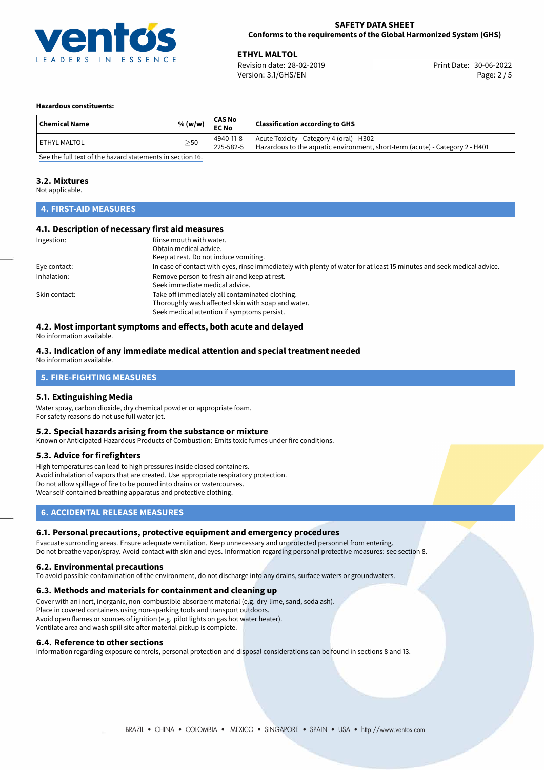**Hazardous constituents:**

| Chemical Name | % (w/w) | CAS No<br>EC No | Classification according to GHS |
|---|---|---|---|
| ETHYL MALTOL | ≥50 | 4940-11-8<br>225-582-5 | Acute Toxicity - Category 4 (oral) - H302<br>Hazardous to the aquatic environment, short-term (acute) - Category 2 - H401 |

See the full text of the hazard statements in section 16.

### 3.2. Mixtures

Not applicable.

## 4. FIRST-AID MEASURES

### 4.1. Description of necessary first aid measures

Ingestion:
Rinse mouth with water.
Obtain medical advice.
Keep at rest. Do not induce vomiting.

Eye contact:
In case of contact with eyes, rinse immediately with plenty of water for at least 15 minutes and seek medical advice.

Inhalation:
Remove person to fresh air and keep at rest.
Seek immediate medical advice.

Skin contact:
Take off immediately all contaminated clothing.
Thoroughly wash affected skin with soap and water.
Seek medical attention if symptoms persist.

### 4.2. Most important symptoms and effects, both acute and delayed

No information available.

### 4.3. Indication of any immediate medical attention and special treatment needed

No information available.

## 5. FIRE-FIGHTING MEASURES

### 5.1. Extinguishing Media

Water spray, carbon dioxide, dry chemical powder or appropriate foam.
For safety reasons do not use full water jet.

### 5.2. Special hazards arising from the substance or mixture

Known or Anticipated Hazardous Products of Combustion: Emits toxic fumes under fire conditions.

### 5.3. Advice for firefighters

High temperatures can lead to high pressures inside closed containers.
Avoid inhalation of vapors that are created. Use appropriate respiratory protection.
Do not allow spillage of fire to be poured into drains or watercourses.
Wear self-contained breathing apparatus and protective clothing.

## 6. ACCIDENTAL RELEASE MEASURES

### 6.1. Personal precautions, protective equipment and emergency procedures

Evacuate surronding areas. Ensure adequate ventilation. Keep unnecessary and unprotected personnel from entering.
Do not breathe vapor/spray. Avoid contact with skin and eyes. Information regarding personal protective measures: see section 8.

### 6.2. Environmental precautions

To avoid possible contamination of the environment, do not discharge into any drains, surface waters or groundwaters.

### 6.3. Methods and materials for containment and cleaning up

Cover with an inert, inorganic, non-combustible absorbent material (e.g. dry-lime, sand, soda ash).
Place in covered containers using non-sparking tools and transport outdoors.
Avoid open flames or sources of ignition (e.g. pilot lights on gas hot water heater).
Ventilate area and wash spill site after material pickup is complete.

### 6.4. Reference to other sections

Information regarding exposure controls, personal protection and disposal considerations can be found in sections 8 and 13.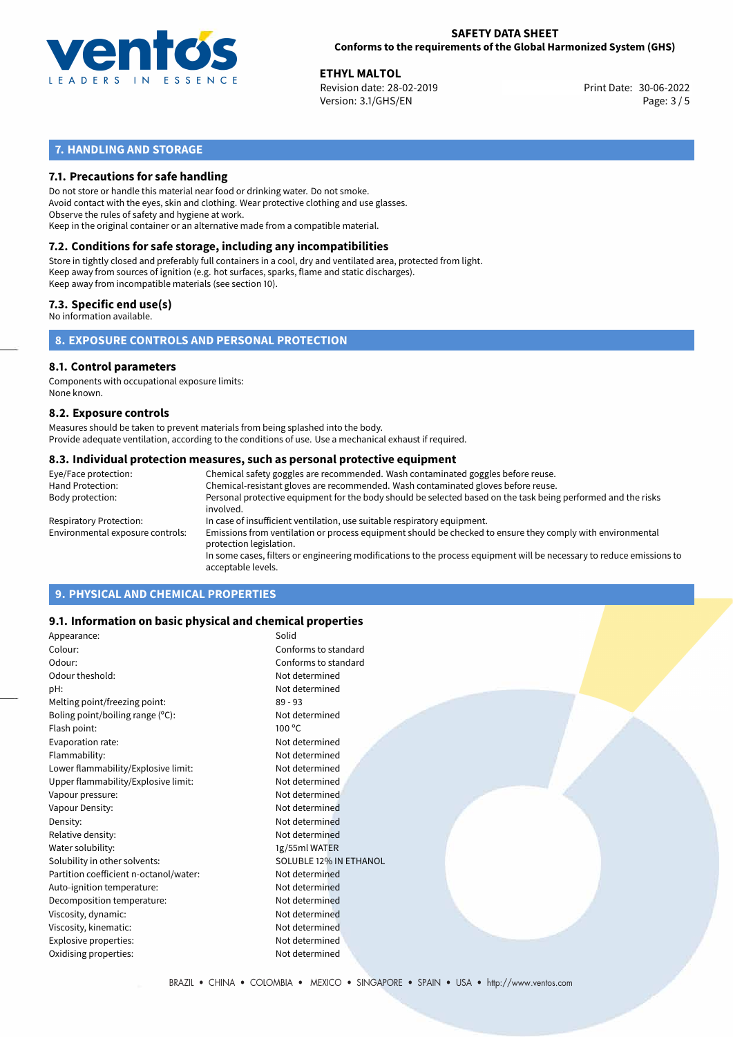## 7. HANDLING AND STORAGE

### 7.1. Precautions for safe handling

Do not store or handle this material near food or drinking water. Do not smoke.
Avoid contact with the eyes, skin and clothing. Wear protective clothing and use glasses.
Observe the rules of safety and hygiene at work.
Keep in the original container or an alternative made from a compatible material.

### 7.2. Conditions for safe storage, including any incompatibilities

Store in tightly closed and preferably full containers in a cool, dry and ventilated area, protected from light.
Keep away from sources of ignition (e.g. hot surfaces, sparks, flame and static discharges).
Keep away from incompatible materials (see section 10).

### 7.3. Specific end use(s)

No information available.

## 8. EXPOSURE CONTROLS AND PERSONAL PROTECTION

### 8.1. Control parameters

Components with occupational exposure limits:
None known.

### 8.2. Exposure controls

Measures should be taken to prevent materials from being splashed into the body.
Provide adequate ventilation, according to the conditions of use. Use a mechanical exhaust if required.

### 8.3. Individual protection measures, such as personal protective equipment

| | |
|---|---|
| Eye/Face protection: | Chemical safety goggles are recommended. Wash contaminated goggles before reuse. |
| Hand Protection: | Chemical-resistant gloves are recommended. Wash contaminated gloves before reuse. |
| Body protection: | Personal protective equipment for the body should be selected based on the task being performed and the risks involved. |
| Respiratory Protection: | In case of insufficient ventilation, use suitable respiratory equipment. |
| Environmental exposure controls: | Emissions from ventilation or process equipment should be checked to ensure they comply with environmental protection legislation. In some cases, filters or engineering modifications to the process equipment will be necessary to reduce emissions to acceptable levels. |

## 9. PHYSICAL AND CHEMICAL PROPERTIES

### 9.1. Information on basic physical and chemical properties

| | |
|---|---|
| Appearance: | Solid |
| Colour: | Conforms to standard |
| Odour: | Conforms to standard |
| Odour theshold: | Not determined |
| pH: | Not determined |
| Melting point/freezing point: | 89 - 93 |
| Boling point/boiling range (°C): | Not determined |
| Flash point: | 100 °C |
| Evaporation rate: | Not determined |
| Flammability: | Not determined |
| Lower flammability/Explosive limit: | Not determined |
| Upper flammability/Explosive limit: | Not determined |
| Vapour pressure: | Not determined |
| Vapour Density: | Not determined |
| Density: | Not determined |
| Relative density: | Not determined |
| Water solubility: | 1g/55ml WATER |
| Solubility in other solvents: | SOLUBLE 12% IN ETHANOL |
| Partition coefficient n-octanol/water: | Not determined |
| Auto-ignition temperature: | Not determined |
| Decomposition temperature: | Not determined |
| Viscosity, dynamic: | Not determined |
| Viscosity, kinematic: | Not determined |
| Explosive properties: | Not determined |
| Oxidising properties: | Not determined |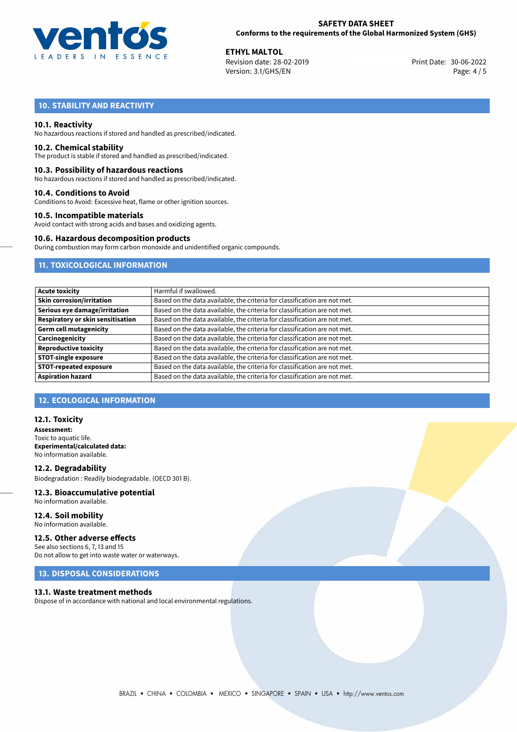## 10. STABILITY AND REACTIVITY

### 10.1. Reactivity
No hazardous reactions if stored and handled as prescribed/indicated.

### 10.2. Chemical stability
The product is stable if stored and handled as prescribed/indicated.

### 10.3. Possibility of hazardous reactions
No hazardous reactions if stored and handled as prescribed/indicated.

### 10.4. Conditions to Avoid
Conditions to Avoid: Excessive heat, flame or other ignition sources.

### 10.5. Incompatible materials
Avoid contact with strong acids and bases and oxidizing agents.

### 10.6. Hazardous decomposition products
During combustion may form carbon monoxide and unidentified organic compounds.

## 11. TOXICOLOGICAL INFORMATION

| | |
|---|---|
| **Acute toxicity** | Harmful if swallowed. |
| **Skin corrosion/irritation** | Based on the data available, the criteria for classification are not met. |
| **Serious eye damage/irritation** | Based on the data available, the criteria for classification are not met. |
| **Respiratory or skin sensitisation** | Based on the data available, the criteria for classification are not met. |
| **Germ cell mutagenicity** | Based on the data available, the criteria for classification are not met. |
| **Carcinogenicity** | Based on the data available, the criteria for classification are not met. |
| **Reproductive toxicity** | Based on the data available, the criteria for classification are not met. |
| **STOT-single exposure** | Based on the data available, the criteria for classification are not met. |
| **STOT-repeated exposure** | Based on the data available, the criteria for classification are not met. |
| **Aspiration hazard** | Based on the data available, the criteria for classification are not met. |

## 12. ECOLOGICAL INFORMATION

### 12.1. Toxicity
**Assessment:**
Toxic to aquatic life.
**Experimental/calculated data:**
No information available.

### 12.2. Degradability
Biodegradation : Readily biodegradable. (OECD 301 B).

### 12.3. Bioaccumulative potential
No information available.

### 12.4. Soil mobility
No information available.

### 12.5. Other adverse effects
See also sections 6, 7, 13 and 15
Do not allow to get into waste water or waterways.

## 13. DISPOSAL CONSIDERATIONS

### 13.1. Waste treatment methods
Dispose of in accordance with national and local environmental regulations.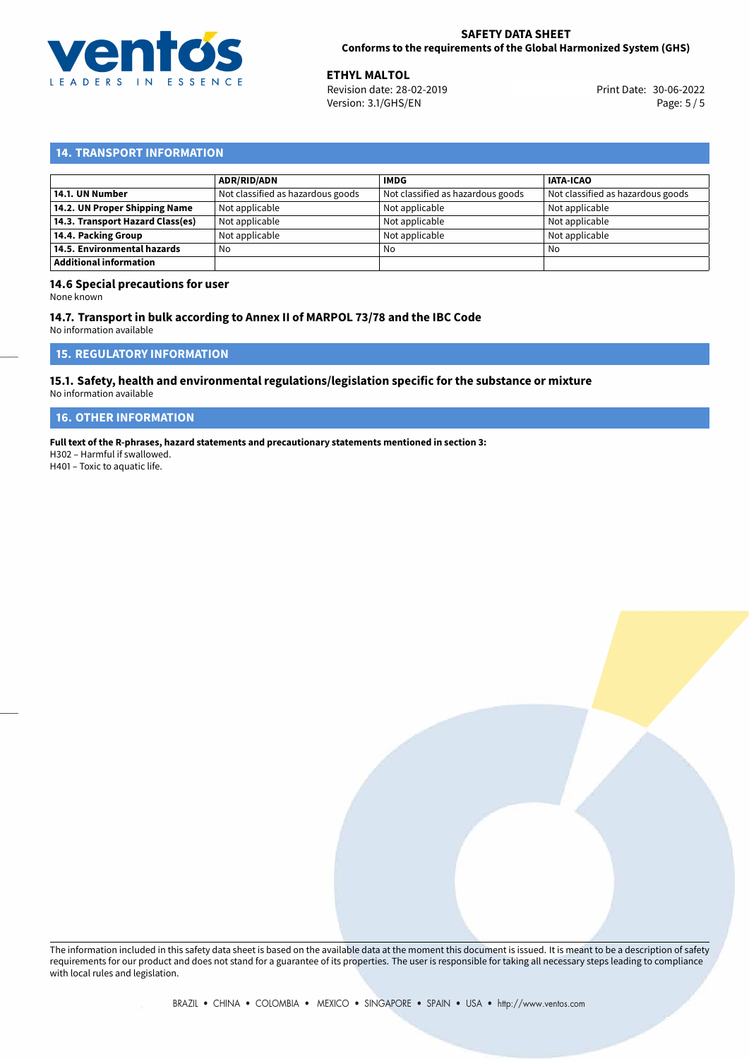## 14. TRANSPORT INFORMATION

| | ADR/RID/ADN | IMDG | IATA-ICAO |
|---|---|---|---|
| **14.1. UN Number** | Not classified as hazardous goods | Not classified as hazardous goods | Not classified as hazardous goods |
| **14.2. UN Proper Shipping Name** | Not applicable | Not applicable | Not applicable |
| **14.3. Transport Hazard Class(es)** | Not applicable | Not applicable | Not applicable |
| **14.4. Packing Group** | Not applicable | Not applicable | Not applicable |
| **14.5. Environmental hazards** | No | No | No |
| **Additional information** | | | |

### 14.6 Special precautions for user

None known

### 14.7. Transport in bulk according to Annex II of MARPOL 73/78 and the IBC Code

No information available

## 15. REGULATORY INFORMATION

### 15.1. Safety, health and environmental regulations/legislation specific for the substance or mixture

No information available

## 16. OTHER INFORMATION

**Full text of the R-phrases, hazard statements and precautionary statements mentioned in section 3:**

H302 – Harmful if swallowed.
H401 – Toxic to aquatic life.

The information included in this safety data sheet is based on the available data at the moment this document is issued. It is meant to be a description of safety requirements for our product and does not stand for a guarantee of its properties. The user is responsible for taking all necessary steps leading to compliance with local rules and legislation.